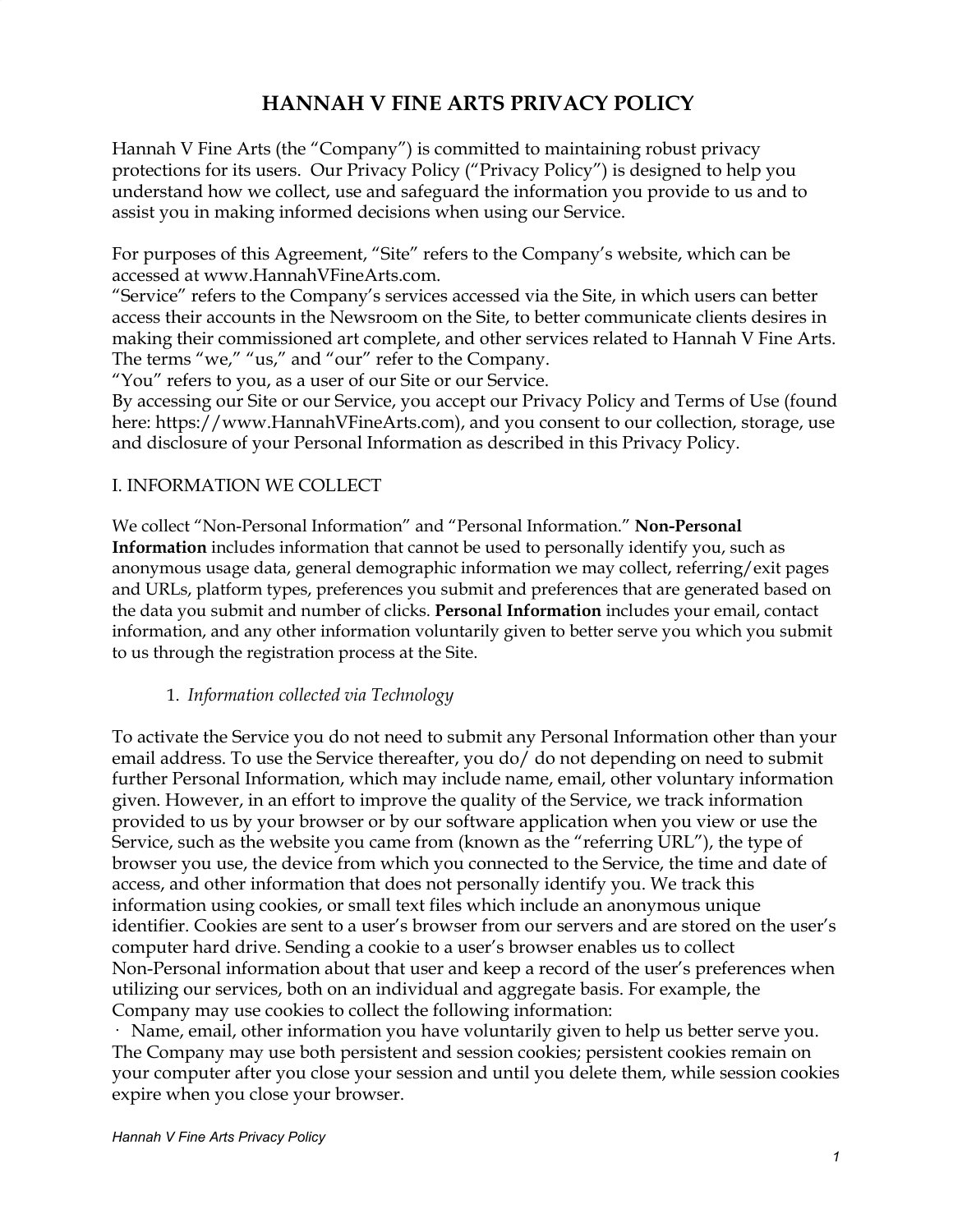# HANNAH V FINE ARTS PRIVACY POLICY

Hannah V Fine Arts (the "Company") is committed to maintaining robust privacy protections for its users. Our Privacy Policy ("Privacy Policy") is designed to help you understand how we collect, use and safeguard the information you provide to us and to assist you in making informed decisions when using our Service.

For purposes of this Agreement, "Site" refers to the Company's website, which can be accessed at www.HannahVFineArts.com.
"Service" refers to the Company's services accessed via the Site, in which users can better access their accounts in the Newsroom on the Site, to better communicate clients desires in making their commissioned art complete, and other services related to Hannah V Fine Arts.
The terms "we," "us," and "our" refer to the Company.
"You" refers to you, as a user of our Site or our Service.
By accessing our Site or our Service, you accept our Privacy Policy and Terms of Use (found here: https://www.HannahVFineArts.com), and you consent to our collection, storage, use and disclosure of your Personal Information as described in this Privacy Policy.

I. INFORMATION WE COLLECT

We collect "Non-Personal Information" and "Personal Information." **Non-Personal Information** includes information that cannot be used to personally identify you, such as anonymous usage data, general demographic information we may collect, referring/exit pages and URLs, platform types, preferences you submit and preferences that are generated based on the data you submit and number of clicks. **Personal Information** includes your email, contact information, and any other information voluntarily given to better serve you which you submit to us through the registration process at the Site.

1. *Information collected via Technology*

To activate the Service you do not need to submit any Personal Information other than your email address. To use the Service thereafter, you do/ do not depending on need to submit further Personal Information, which may include name, email, other voluntary information given. However, in an effort to improve the quality of the Service, we track information provided to us by your browser or by our software application when you view or use the Service, such as the website you came from (known as the "referring URL"), the type of browser you use, the device from which you connected to the Service, the time and date of access, and other information that does not personally identify you. We track this information using cookies, or small text files which include an anonymous unique identifier. Cookies are sent to a user's browser from our servers and are stored on the user's computer hard drive. Sending a cookie to a user's browser enables us to collect Non-Personal information about that user and keep a record of the user's preferences when utilizing our services, both on an individual and aggregate basis. For example, the Company may use cookies to collect the following information:
· Name, email, other information you have voluntarily given to help us better serve you.
The Company may use both persistent and session cookies; persistent cookies remain on your computer after you close your session and until you delete them, while session cookies expire when you close your browser.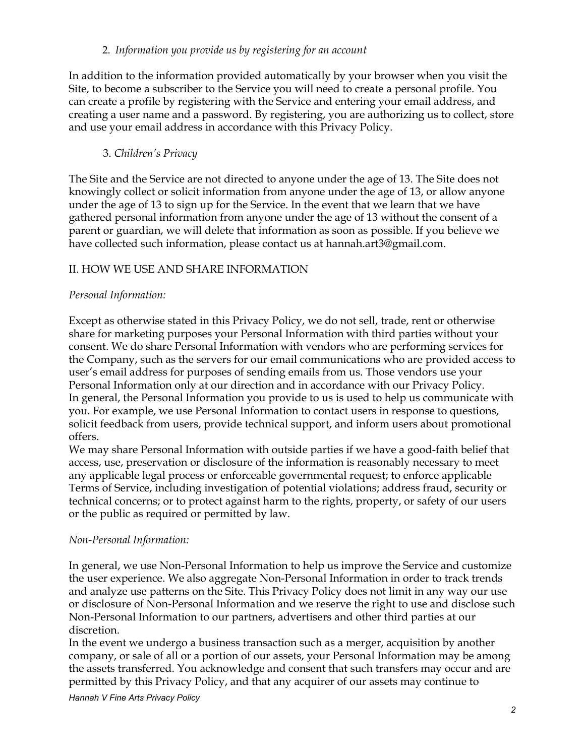2. *Information you provide us by registering for an account*

In addition to the information provided automatically by your browser when you visit the Site, to become a subscriber to the Service you will need to create a personal profile. You can create a profile by registering with the Service and entering your email address, and creating a user name and a password. By registering, you are authorizing us to collect, store and use your email address in accordance with this Privacy Policy.

3. *Children's Privacy*

The Site and the Service are not directed to anyone under the age of 13. The Site does not knowingly collect or solicit information from anyone under the age of 13, or allow anyone under the age of 13 to sign up for the Service. In the event that we learn that we have gathered personal information from anyone under the age of 13 without the consent of a parent or guardian, we will delete that information as soon as possible. If you believe we have collected such information, please contact us at hannah.art3@gmail.com.

## II. HOW WE USE AND SHARE INFORMATION

*Personal Information:*

Except as otherwise stated in this Privacy Policy, we do not sell, trade, rent or otherwise share for marketing purposes your Personal Information with third parties without your consent. We do share Personal Information with vendors who are performing services for the Company, such as the servers for our email communications who are provided access to user's email address for purposes of sending emails from us. Those vendors use your Personal Information only at our direction and in accordance with our Privacy Policy.
In general, the Personal Information you provide to us is used to help us communicate with you. For example, we use Personal Information to contact users in response to questions, solicit feedback from users, provide technical support, and inform users about promotional offers.
We may share Personal Information with outside parties if we have a good-faith belief that access, use, preservation or disclosure of the information is reasonably necessary to meet any applicable legal process or enforceable governmental request; to enforce applicable Terms of Service, including investigation of potential violations; address fraud, security or technical concerns; or to protect against harm to the rights, property, or safety of our users or the public as required or permitted by law.

*Non-Personal Information:*

In general, we use Non-Personal Information to help us improve the Service and customize the user experience. We also aggregate Non-Personal Information in order to track trends and analyze use patterns on the Site. This Privacy Policy does not limit in any way our use or disclosure of Non-Personal Information and we reserve the right to use and disclose such Non-Personal Information to our partners, advertisers and other third parties at our discretion.
In the event we undergo a business transaction such as a merger, acquisition by another company, or sale of all or a portion of our assets, your Personal Information may be among the assets transferred. You acknowledge and consent that such transfers may occur and are permitted by this Privacy Policy, and that any acquirer of our assets may continue to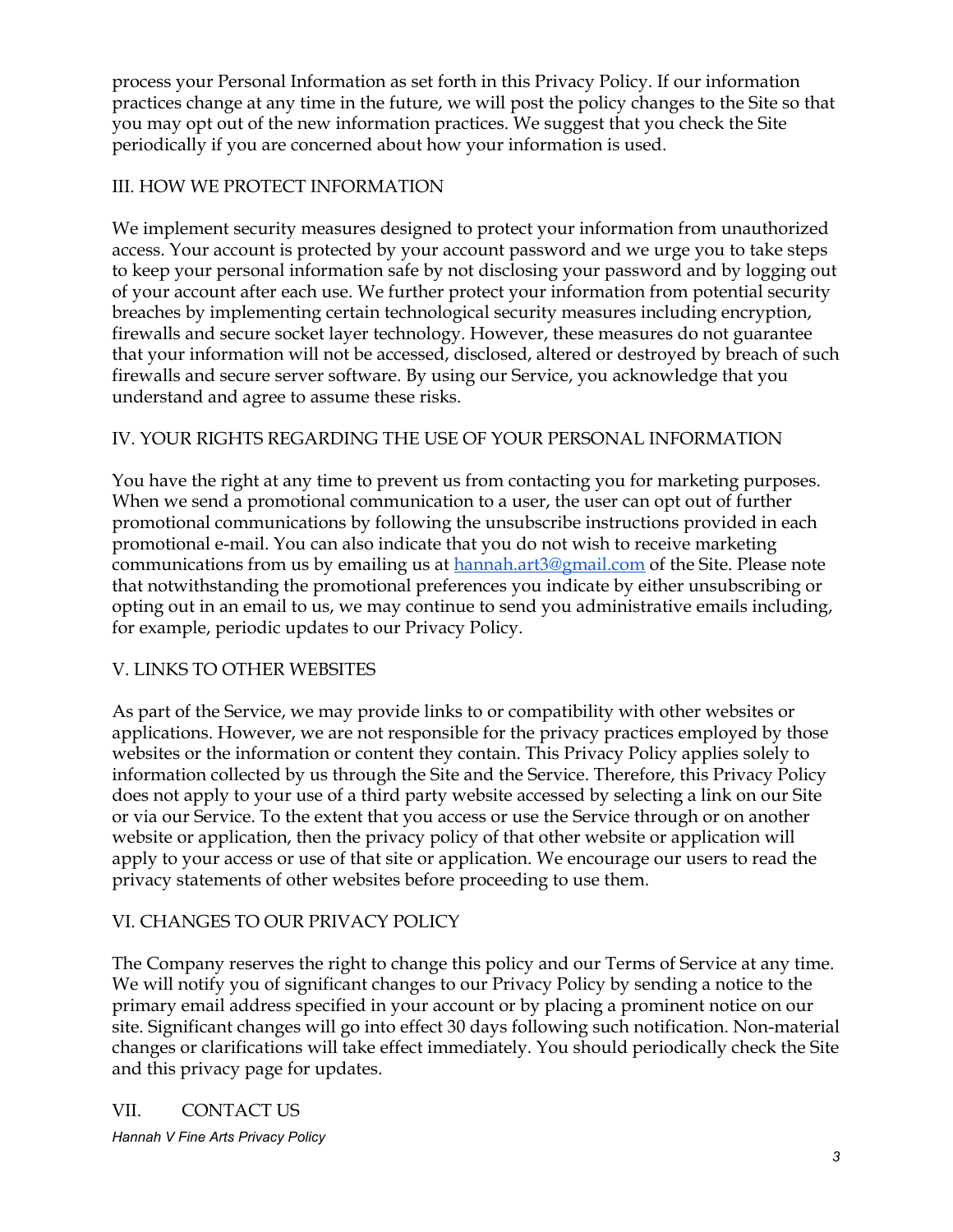process your Personal Information as set forth in this Privacy Policy. If our information practices change at any time in the future, we will post the policy changes to the Site so that you may opt out of the new information practices. We suggest that you check the Site periodically if you are concerned about how your information is used.

## III. HOW WE PROTECT INFORMATION

We implement security measures designed to protect your information from unauthorized access. Your account is protected by your account password and we urge you to take steps to keep your personal information safe by not disclosing your password and by logging out of your account after each use. We further protect your information from potential security breaches by implementing certain technological security measures including encryption, firewalls and secure socket layer technology. However, these measures do not guarantee that your information will not be accessed, disclosed, altered or destroyed by breach of such firewalls and secure server software. By using our Service, you acknowledge that you understand and agree to assume these risks.

## IV. YOUR RIGHTS REGARDING THE USE OF YOUR PERSONAL INFORMATION

You have the right at any time to prevent us from contacting you for marketing purposes. When we send a promotional communication to a user, the user can opt out of further promotional communications by following the unsubscribe instructions provided in each promotional e-mail. You can also indicate that you do not wish to receive marketing communications from us by emailing us at [hannah.art3@gmail.com](mailto:hannah.art3@gmail.com) of the Site. Please note that notwithstanding the promotional preferences you indicate by either unsubscribing or opting out in an email to us, we may continue to send you administrative emails including, for example, periodic updates to our Privacy Policy.

## V. LINKS TO OTHER WEBSITES

As part of the Service, we may provide links to or compatibility with other websites or applications. However, we are not responsible for the privacy practices employed by those websites or the information or content they contain. This Privacy Policy applies solely to information collected by us through the Site and the Service. Therefore, this Privacy Policy does not apply to your use of a third party website accessed by selecting a link on our Site or via our Service. To the extent that you access or use the Service through or on another website or application, then the privacy policy of that other website or application will apply to your access or use of that site or application. We encourage our users to read the privacy statements of other websites before proceeding to use them.

## VI. CHANGES TO OUR PRIVACY POLICY

The Company reserves the right to change this policy and our Terms of Service at any time. We will notify you of significant changes to our Privacy Policy by sending a notice to the primary email address specified in your account or by placing a prominent notice on our site. Significant changes will go into effect 30 days following such notification. Non-material changes or clarifications will take effect immediately. You should periodically check the Site and this privacy page for updates.

## VII. CONTACT US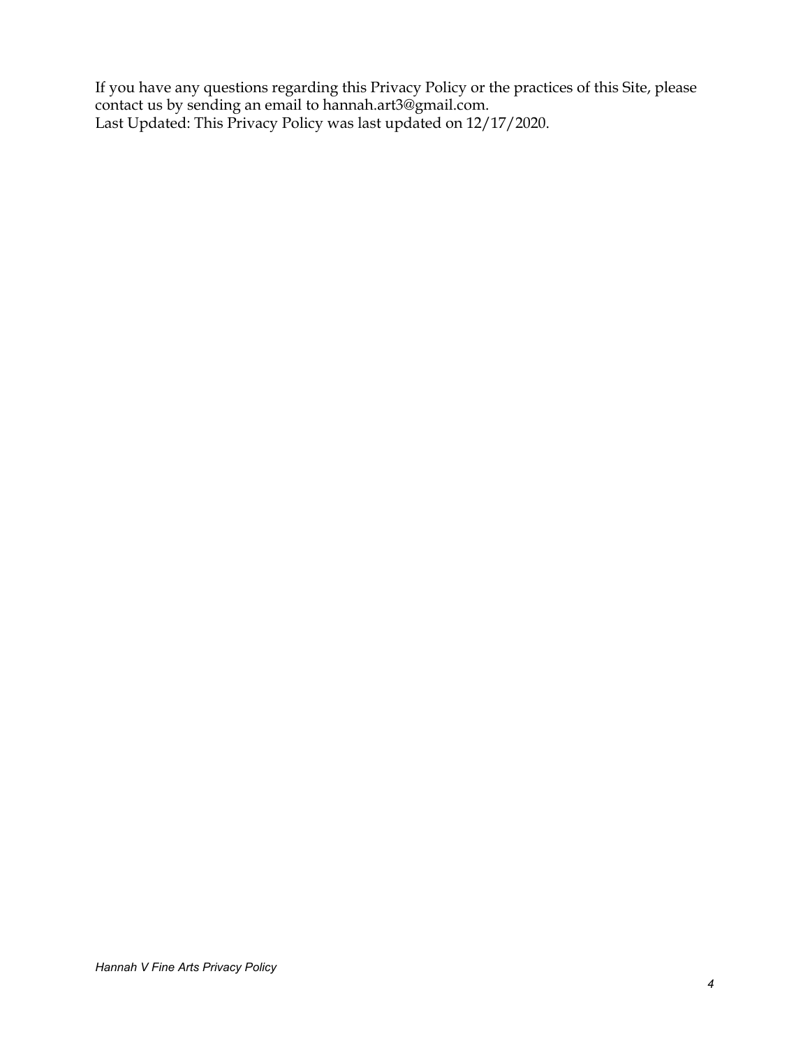If you have any questions regarding this Privacy Policy or the practices of this Site, please contact us by sending an email to hannah.art3@gmail.com.
Last Updated: This Privacy Policy was last updated on 12/17/2020.